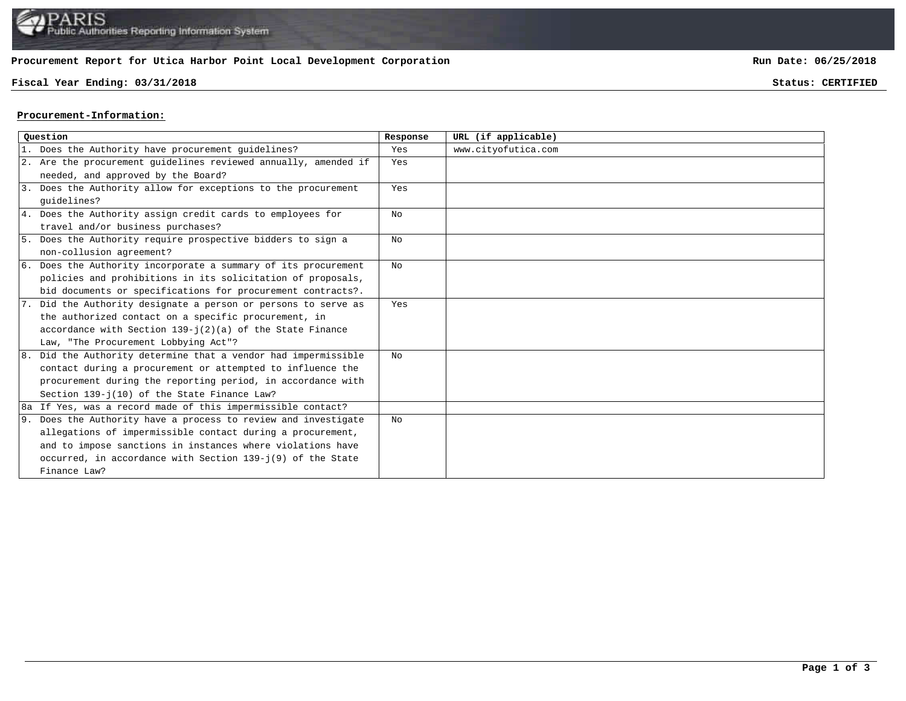**PARIS** Public Authorities Reporting Information System

**Procurement Report for Utica Harbor Point Local Development Corporation**

**Run Date: 06/25/2018**

**Fiscal Year Ending: 03/31/2018**

**Status: CERTIFIED**

## Procurement-Information:

| Question | Response | URL (if applicable) |
|---|---|---|
| 1. Does the Authority have procurement guidelines? | Yes | www.cityofutica.com |
| 2. Are the procurement guidelines reviewed annually, amended if needed, and approved by the Board? | Yes | |
| 3. Does the Authority allow for exceptions to the procurement guidelines? | Yes | |
| 4. Does the Authority assign credit cards to employees for travel and/or business purchases? | No | |
| 5. Does the Authority require prospective bidders to sign a non-collusion agreement? | No | |
| 6. Does the Authority incorporate a summary of its procurement policies and prohibitions in its solicitation of proposals, bid documents or specifications for procurement contracts?. | No | |
| 7. Did the Authority designate a person or persons to serve as the authorized contact on a specific procurement, in accordance with Section 139-j(2)(a) of the State Finance Law, "The Procurement Lobbying Act"? | Yes | |
| 8. Did the Authority determine that a vendor had impermissible contact during a procurement or attempted to influence the procurement during the reporting period, in accordance with Section 139-j(10) of the State Finance Law? | No | |
| 8a If Yes, was a record made of this impermissible contact? | | |
| 9. Does the Authority have a process to review and investigate allegations of impermissible contact during a procurement, and to impose sanctions in instances where violations have occurred, in accordance with Section 139-j(9) of the State Finance Law? | No | |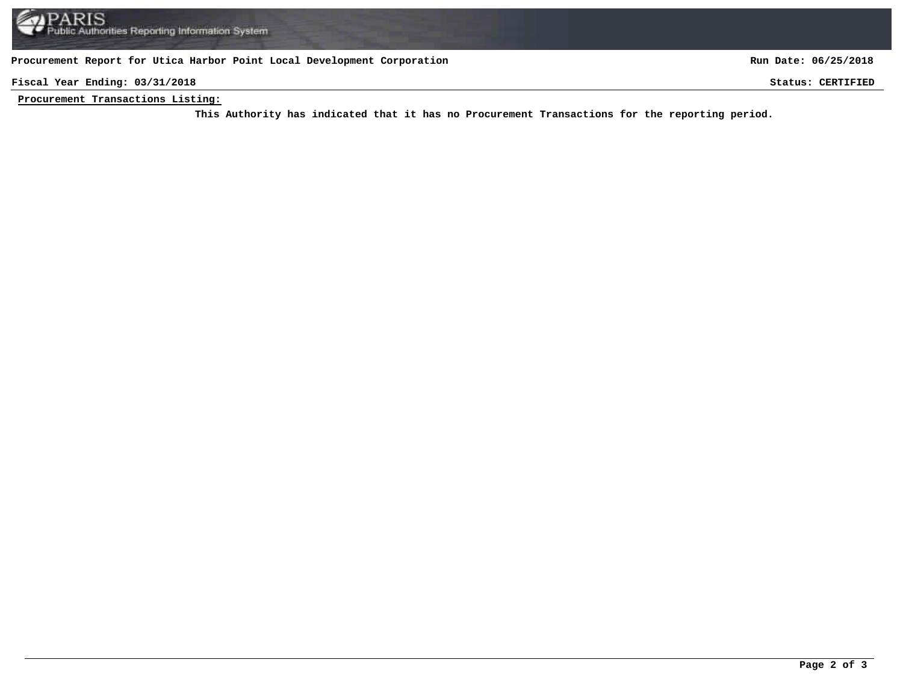**Procurement Report for Utica Harbor Point Local Development Corporation** **Run Date: 06/25/2018**

**Fiscal Year Ending: 03/31/2018** **Status: CERTIFIED**

**Procurement Transactions Listing:**

**This Authority has indicated that it has no Procurement Transactions for the reporting period.**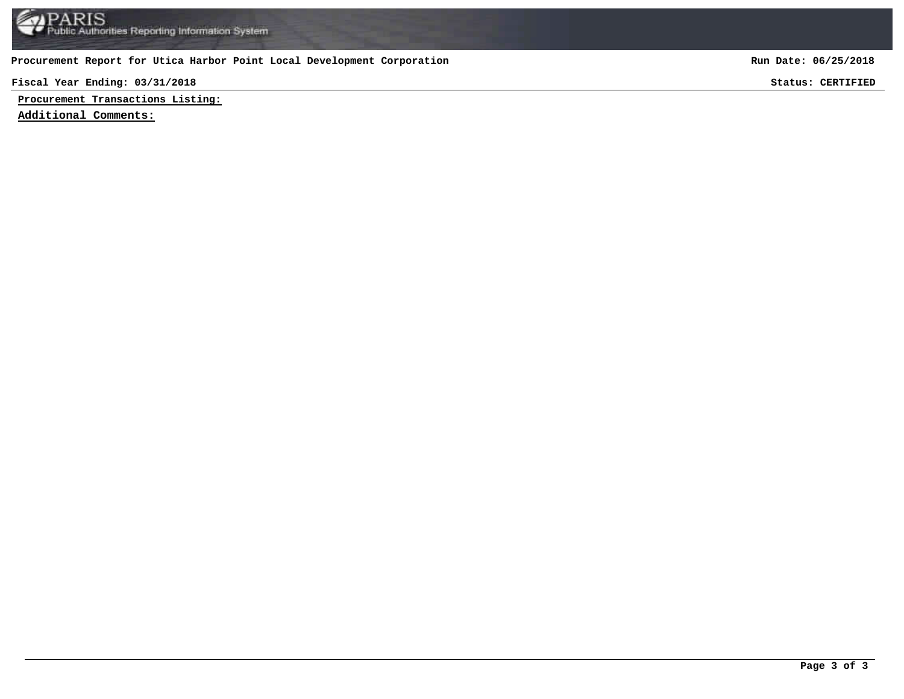**Procurement Report for Utica Harbor Point Local Development Corporation** **Run Date: 06/25/2018**

**Fiscal Year Ending: 03/31/2018** **Status: CERTIFIED**

**Procurement Transactions Listing:**

**Additional Comments:**